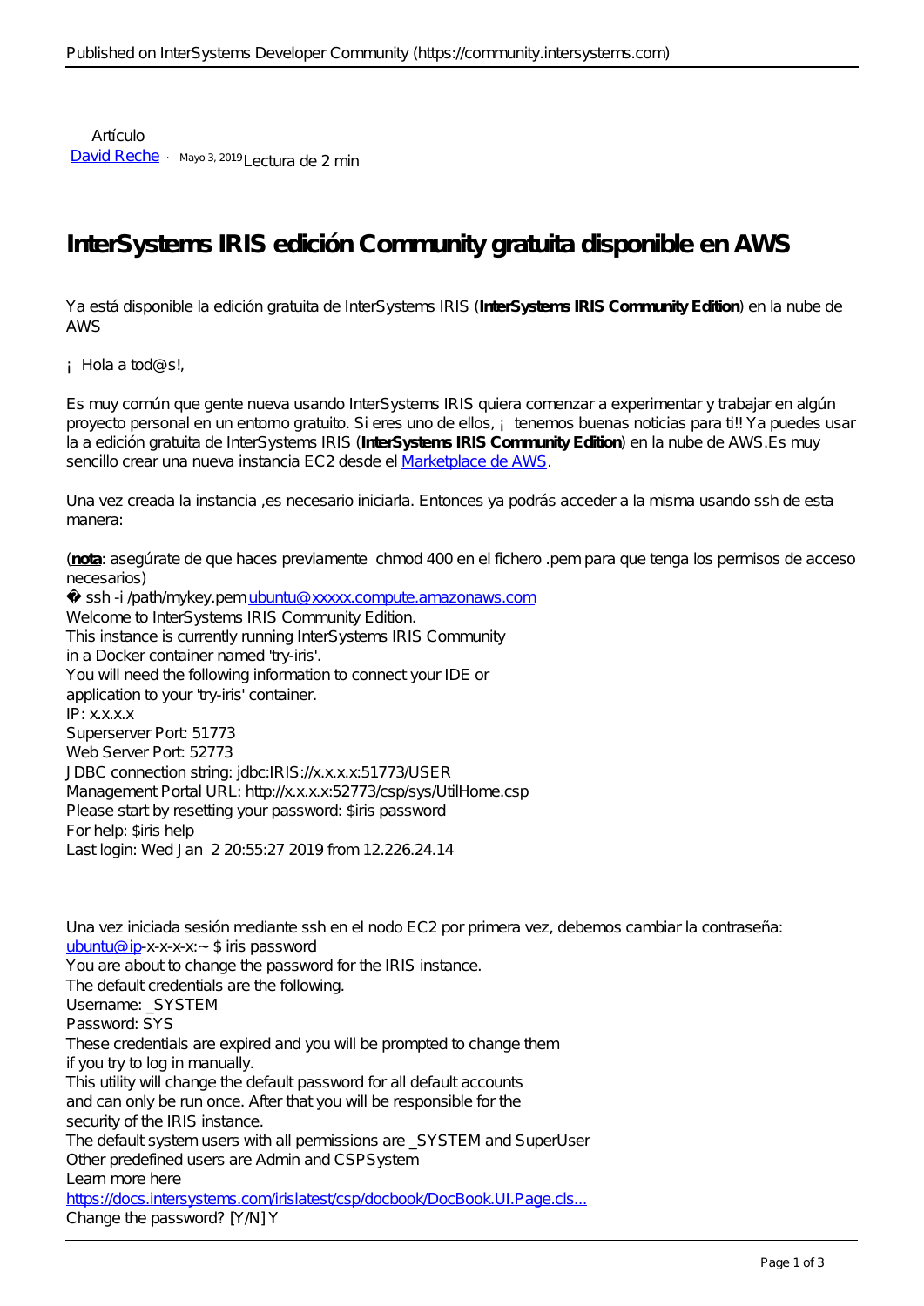Artículo
David Reche · Mayo 3, 2019 Lectura de 2 min

# InterSystems IRIS edición Community gratuita disponible en AWS

Ya está disponible la edición gratuita de InterSystems IRIS (**InterSystems IRIS Community Edition**) en la nube de AWS

¡ Hola a tod@s!,

Es muy común que gente nueva usando InterSystems IRIS quiera comenzar a experimentar y trabajar en algún proyecto personal en un entorno gratuito. Si eres uno de ellos, ¡ tenemos buenas noticias para ti!! Ya puedes usar la edición gratuita de InterSystems IRIS (**InterSystems IRIS Community Edition**) en la nube de AWS.Es muy sencillo crear una nueva instancia EC2 desde el [Marketplace de AWS](https://aws.amazon.com/marketplace).

Una vez creada la instancia ,es necesario iniciarla. Entonces ya podrás acceder a la misma usando ssh de esta manera:

(**nota**: asegúrate de que haces previamente chmod 400 en el fichero .pem para que tenga los permisos de acceso necesarios)

```
� ssh -i /path/mykey.pem ubuntu@xxxxx.compute.amazonaws.com
Welcome to InterSystems IRIS Community Edition.
This instance is currently running InterSystems IRIS Community
in a Docker container named 'try-iris'.
You will need the following information to connect your IDE or
application to your 'try-iris' container.
IP: x.x.x.x
Superserver Port: 51773
Web Server Port: 52773
JDBC connection string: jdbc:IRIS://x.x.x.x:51773/USER
Management Portal URL: http://x.x.x.x:52773/csp/sys/UtilHome.csp
Please start by resetting your password: $iris password
For help: $iris help
Last login: Wed Jan  2 20:55:27 2019 from 12.226.24.14
```

Una vez iniciada sesión mediante ssh en el nodo EC2 por primera vez, debemos cambiar la contraseña:

```
ubuntu@ip-x-x-x-x:~ $ iris password
You are about to change the password for the IRIS instance.
The default credentials are the following.
Username: _SYSTEM
Password: SYS
These credentials are expired and you will be prompted to change them
if you try to log in manually.
This utility will change the default password for all default accounts
and can only be run once. After that you will be responsible for the
security of the IRIS instance.
The default system users with all permissions are _SYSTEM and SuperUser
Other predefined users are Admin and CSPSystem
Learn more here
https://docs.intersystems.com/irislatest/csp/docbook/DocBook.UI.Page.cls...
Change the password? [Y/N] Y
```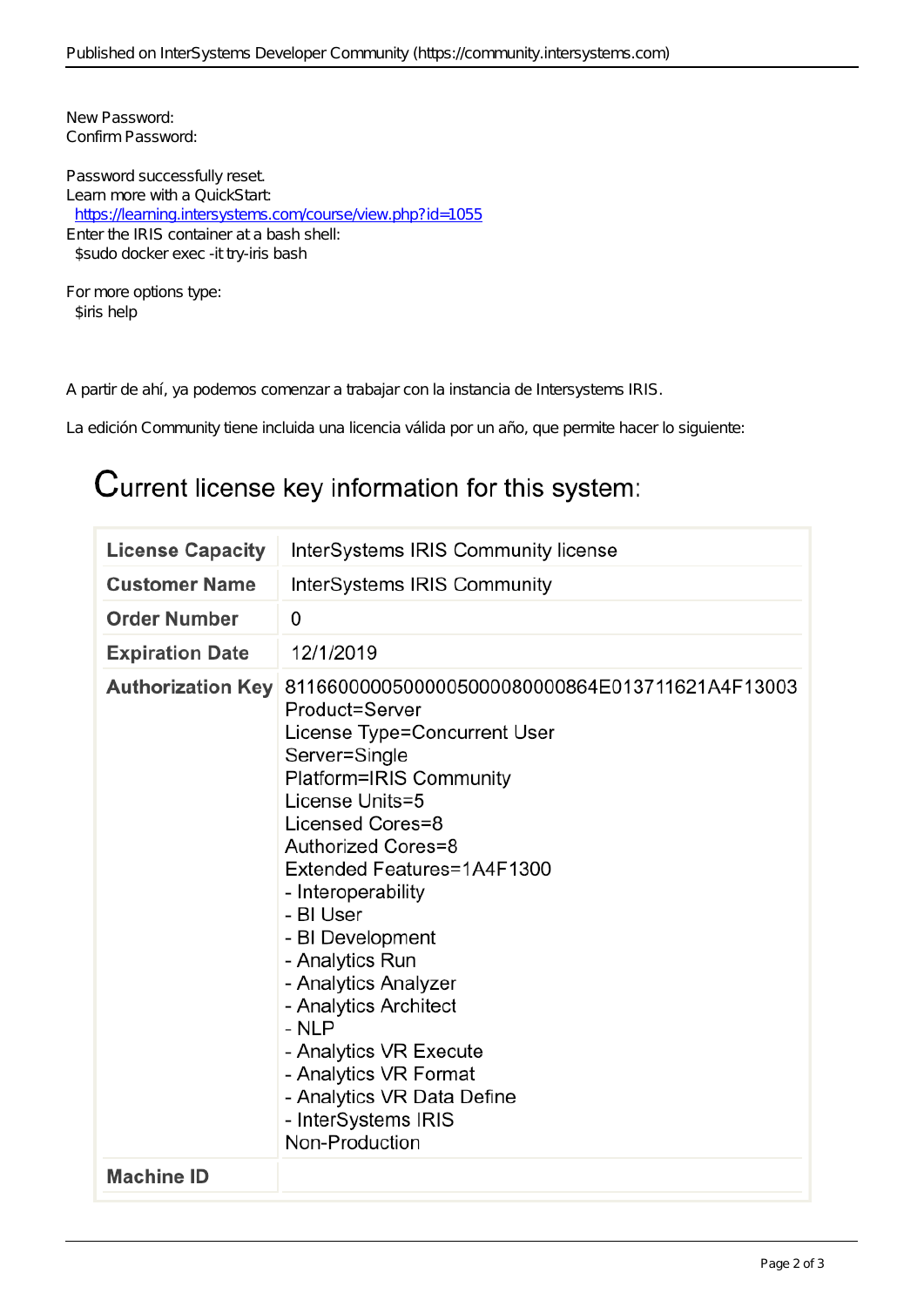```
New Password:
Confirm Password:

Password successfully reset.
Learn more with a QuickStart:
  https://learning.intersystems.com/course/view.php?id=1055
Enter the IRIS container at a bash shell:
  $sudo docker exec -it try-iris bash

For more options type:
  $iris help
```

A partir de ahí, ya podemos comenzar a trabajar con la instancia de Intersystems IRIS.

La edición Community tiene incluida una licencia válida por un año, que permite hacer lo siguiente:

# Current license key information for this system:

| | |
|---|---|
| **License Capacity** | InterSystems IRIS Community license |
| **Customer Name** | InterSystems IRIS Community |
| **Order Number** | 0 |
| **Expiration Date** | 12/1/2019 |
| **Authorization Key** | 8116600000500000500008000086­4E013711621A4F13003<br>Product=Server<br>License Type=Concurrent User<br>Server=Single<br>Platform=IRIS Community<br>License Units=5<br>Licensed Cores=8<br>Authorized Cores=8<br>Extended Features=1A4F1300<br>- Interoperability<br>- BI User<br>- BI Development<br>- Analytics Run<br>- Analytics Analyzer<br>- Analytics Architect<br>- NLP<br>- Analytics VR Execute<br>- Analytics VR Format<br>- Analytics VR Data Define<br>- InterSystems IRIS<br>Non-Production |
| **Machine ID** | |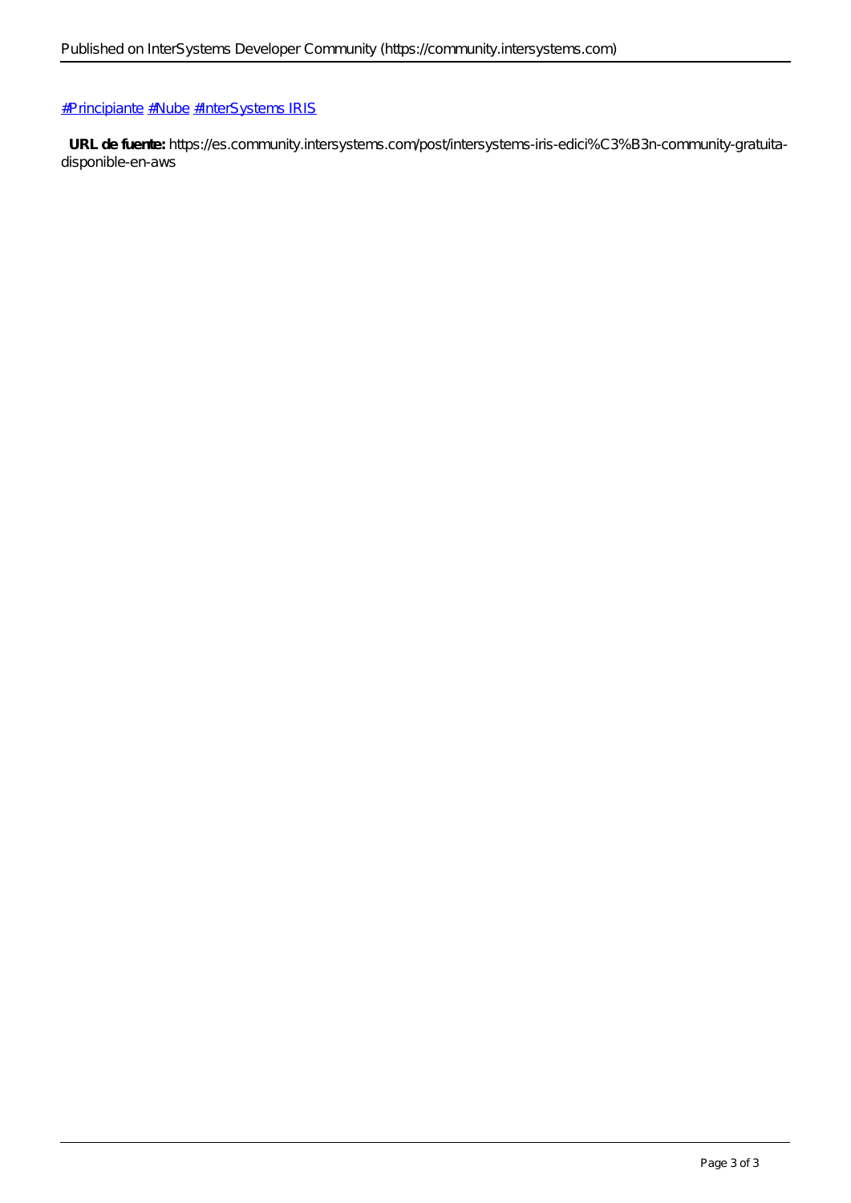#Principiante #Nube #InterSystems IRIS

**URL de fuente:** https://es.community.intersystems.com/post/intersystems-iris-edici%C3%B3n-community-gratuita-disponible-en-aws